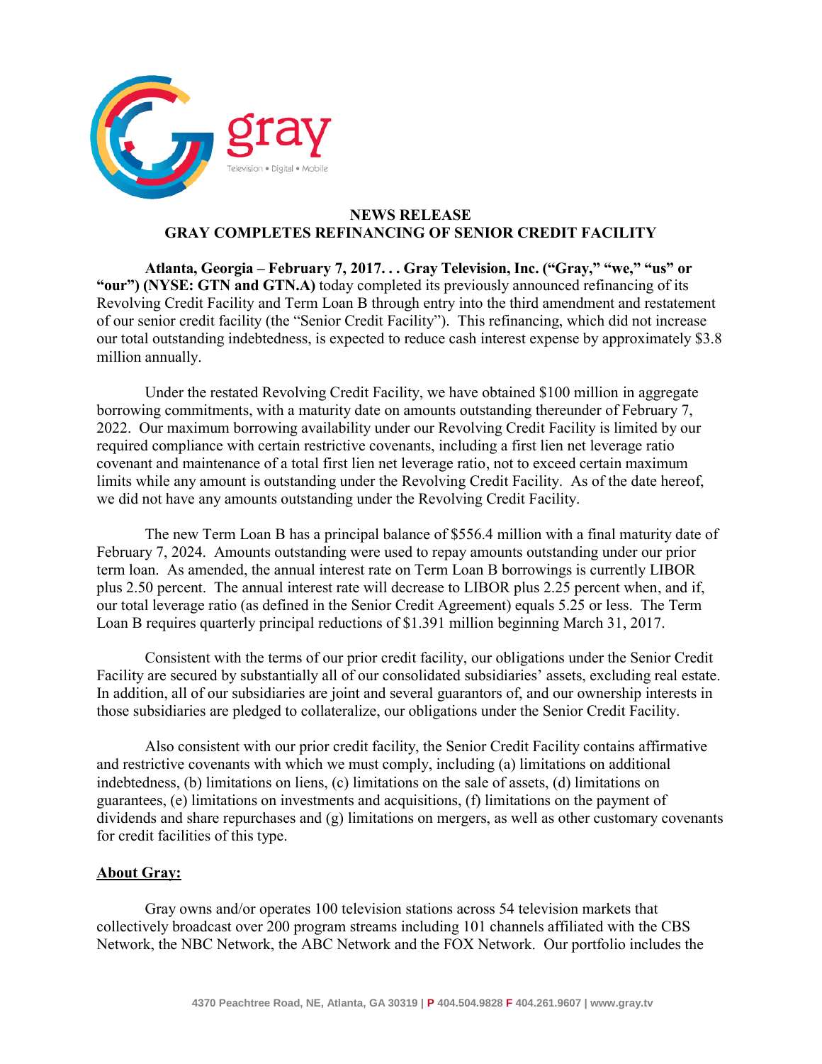# NEWS RELEASE
# GRAY COMPLETES REFINANCING OF SENIOR CREDIT FACILITY

**Atlanta, Georgia – February 7, 2017. . . Gray Television, Inc. ("Gray," "we," "us" or "our") (NYSE: GTN and GTN.A)** today completed its previously announced refinancing of its Revolving Credit Facility and Term Loan B through entry into the third amendment and restatement of our senior credit facility (the "Senior Credit Facility"). This refinancing, which did not increase our total outstanding indebtedness, is expected to reduce cash interest expense by approximately $3.8 million annually.

Under the restated Revolving Credit Facility, we have obtained $100 million in aggregate borrowing commitments, with a maturity date on amounts outstanding thereunder of February 7, 2022. Our maximum borrowing availability under our Revolving Credit Facility is limited by our required compliance with certain restrictive covenants, including a first lien net leverage ratio covenant and maintenance of a total first lien net leverage ratio, not to exceed certain maximum limits while any amount is outstanding under the Revolving Credit Facility. As of the date hereof, we did not have any amounts outstanding under the Revolving Credit Facility.

The new Term Loan B has a principal balance of $556.4 million with a final maturity date of February 7, 2024. Amounts outstanding were used to repay amounts outstanding under our prior term loan. As amended, the annual interest rate on Term Loan B borrowings is currently LIBOR plus 2.50 percent. The annual interest rate will decrease to LIBOR plus 2.25 percent when, and if, our total leverage ratio (as defined in the Senior Credit Agreement) equals 5.25 or less. The Term Loan B requires quarterly principal reductions of $1.391 million beginning March 31, 2017.

Consistent with the terms of our prior credit facility, our obligations under the Senior Credit Facility are secured by substantially all of our consolidated subsidiaries' assets, excluding real estate. In addition, all of our subsidiaries are joint and several guarantors of, and our ownership interests in those subsidiaries are pledged to collateralize, our obligations under the Senior Credit Facility.

Also consistent with our prior credit facility, the Senior Credit Facility contains affirmative and restrictive covenants with which we must comply, including (a) limitations on additional indebtedness, (b) limitations on liens, (c) limitations on the sale of assets, (d) limitations on guarantees, (e) limitations on investments and acquisitions, (f) limitations on the payment of dividends and share repurchases and (g) limitations on mergers, as well as other customary covenants for credit facilities of this type.

## About Gray:

Gray owns and/or operates 100 television stations across 54 television markets that collectively broadcast over 200 program streams including 101 channels affiliated with the CBS Network, the NBC Network, the ABC Network and the FOX Network. Our portfolio includes the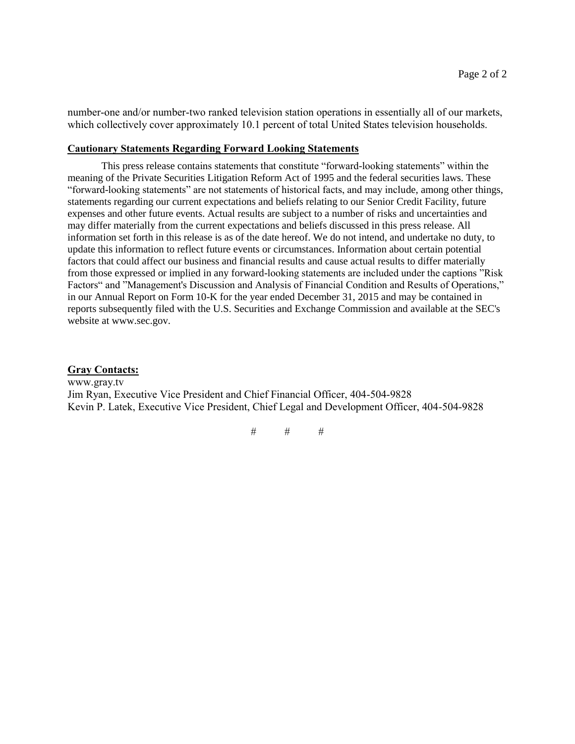number-one and/or number-two ranked television station operations in essentially all of our markets, which collectively cover approximately 10.1 percent of total United States television households.

**Cautionary Statements Regarding Forward Looking Statements**

This press release contains statements that constitute "forward-looking statements" within the meaning of the Private Securities Litigation Reform Act of 1995 and the federal securities laws. These "forward-looking statements" are not statements of historical facts, and may include, among other things, statements regarding our current expectations and beliefs relating to our Senior Credit Facility, future expenses and other future events. Actual results are subject to a number of risks and uncertainties and may differ materially from the current expectations and beliefs discussed in this press release. All information set forth in this release is as of the date hereof. We do not intend, and undertake no duty, to update this information to reflect future events or circumstances. Information about certain potential factors that could affect our business and financial results and cause actual results to differ materially from those expressed or implied in any forward-looking statements are included under the captions "Risk Factors" and "Management's Discussion and Analysis of Financial Condition and Results of Operations," in our Annual Report on Form 10-K for the year ended December 31, 2015 and may be contained in reports subsequently filed with the U.S. Securities and Exchange Commission and available at the SEC's website at www.sec.gov.

**Gray Contacts:**

www.gray.tv
Jim Ryan, Executive Vice President and Chief Financial Officer, 404-504-9828
Kevin P. Latek, Executive Vice President, Chief Legal and Development Officer, 404-504-9828

# # #